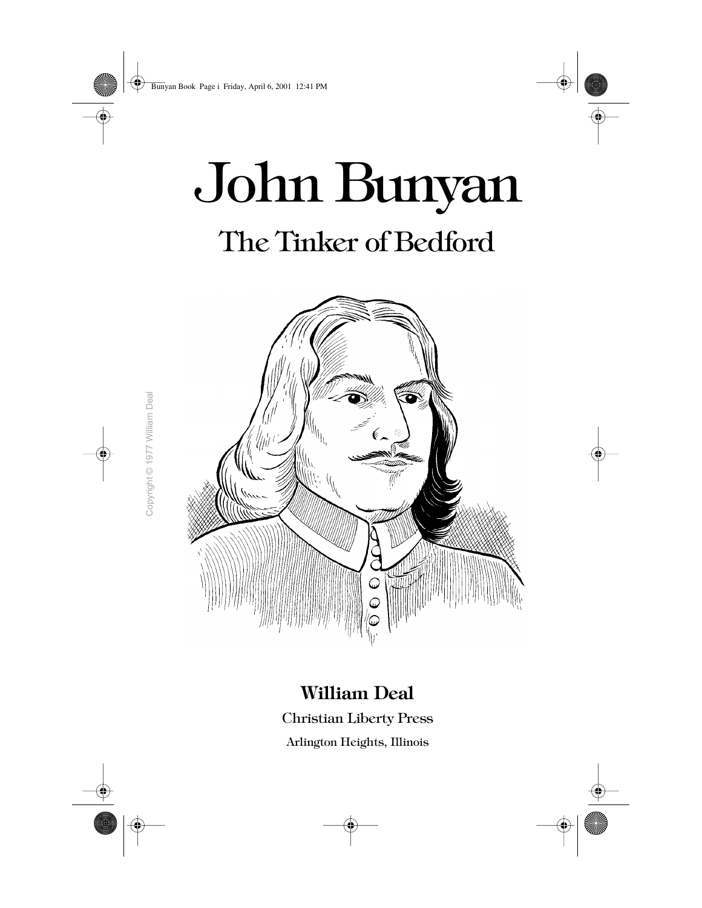# John Bunyan

## The Tinker of Bedford

Copyright © 1977 William Deal

**William Deal**

Christian Liberty Press

Arlington Heights, Illinois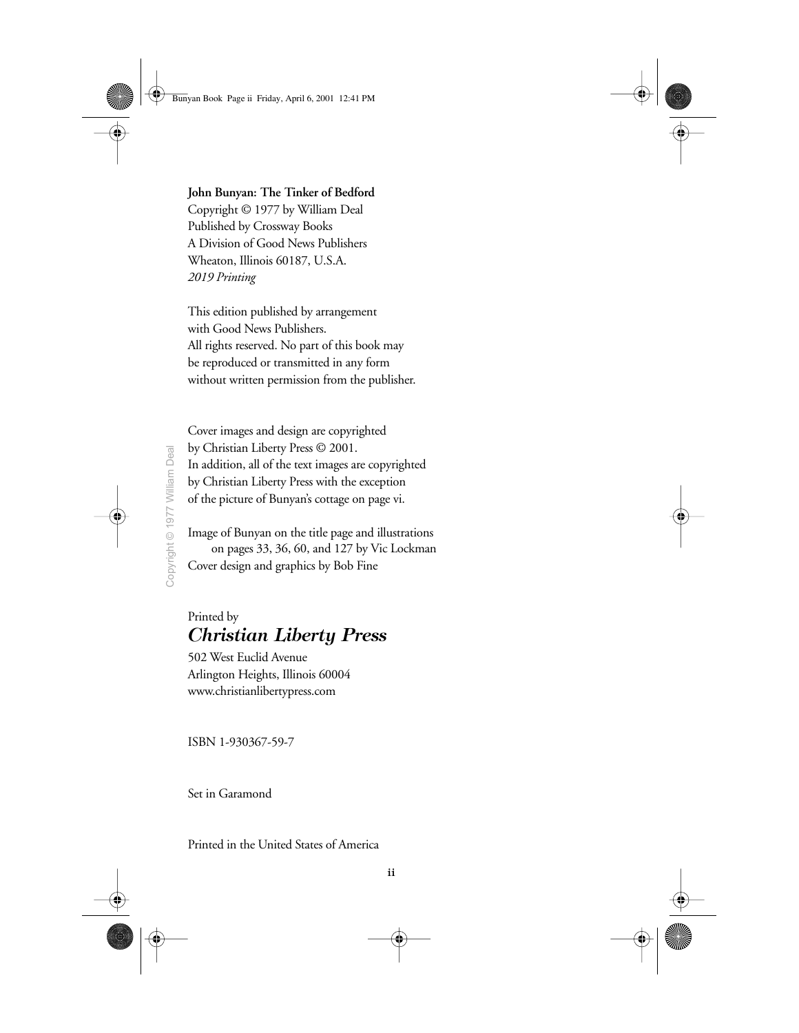**John Bunyan: The Tinker of Bedford**
Copyright © 1977 by William Deal
Published by Crossway Books
A Division of Good News Publishers
Wheaton, Illinois 60187, U.S.A.
*2019 Printing*

This edition published by arrangement
with Good News Publishers.
All rights reserved. No part of this book may
be reproduced or transmitted in any form
without written permission from the publisher.

Cover images and design are copyrighted
by Christian Liberty Press © 2001.
In addition, all of the text images are copyrighted
by Christian Liberty Press with the exception
of the picture of Bunyan's cottage on page vi.

Image of Bunyan on the title page and illustrations
on pages 33, 36, 60, and 127 by Vic Lockman
Cover design and graphics by Bob Fine

Printed by
***Christian Liberty Press***
502 West Euclid Avenue
Arlington Heights, Illinois 60004
www.christianlibertypress.com

ISBN 1-930367-59-7

Set in Garamond

Printed in the United States of America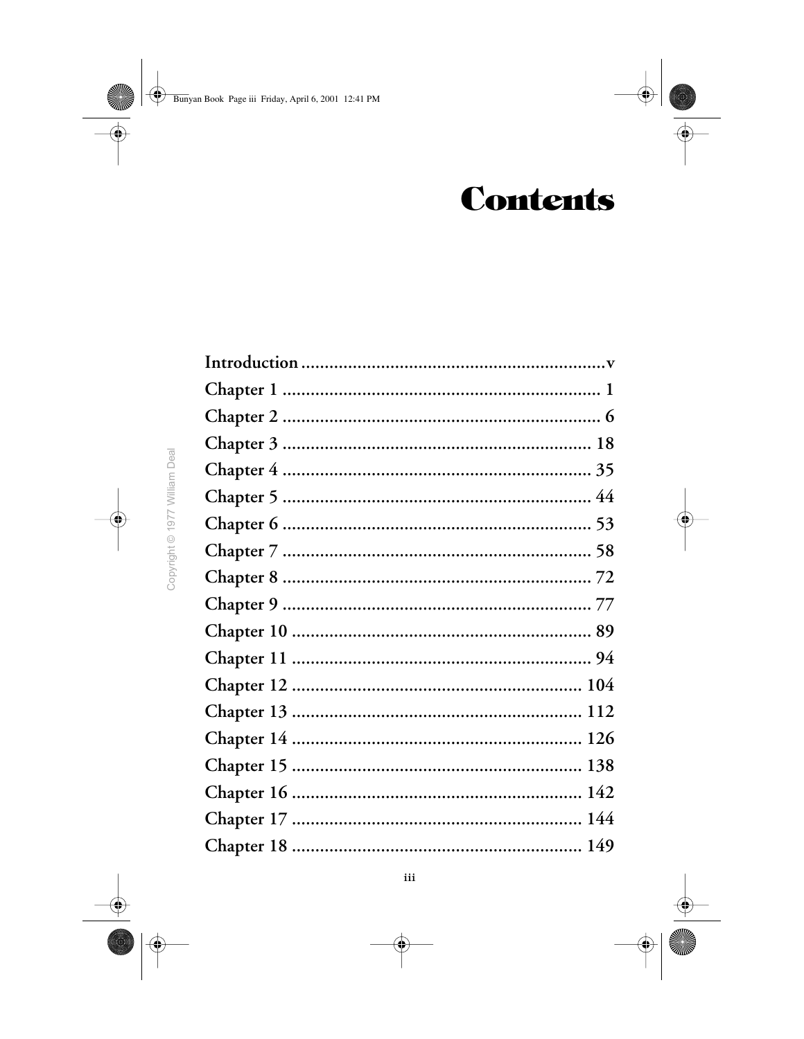# Contents

| | |
|---|---|
| **Introduction** | **v** |
| **Chapter 1** | **1** |
| **Chapter 2** | **6** |
| **Chapter 3** | **18** |
| **Chapter 4** | **35** |
| **Chapter 5** | **44** |
| **Chapter 6** | **53** |
| **Chapter 7** | **58** |
| **Chapter 8** | **72** |
| **Chapter 9** | **77** |
| **Chapter 10** | **89** |
| **Chapter 11** | **94** |
| **Chapter 12** | **104** |
| **Chapter 13** | **112** |
| **Chapter 14** | **126** |
| **Chapter 15** | **138** |
| **Chapter 16** | **142** |
| **Chapter 17** | **144** |
| **Chapter 18** | **149** |

Copyright © 1977 William Deal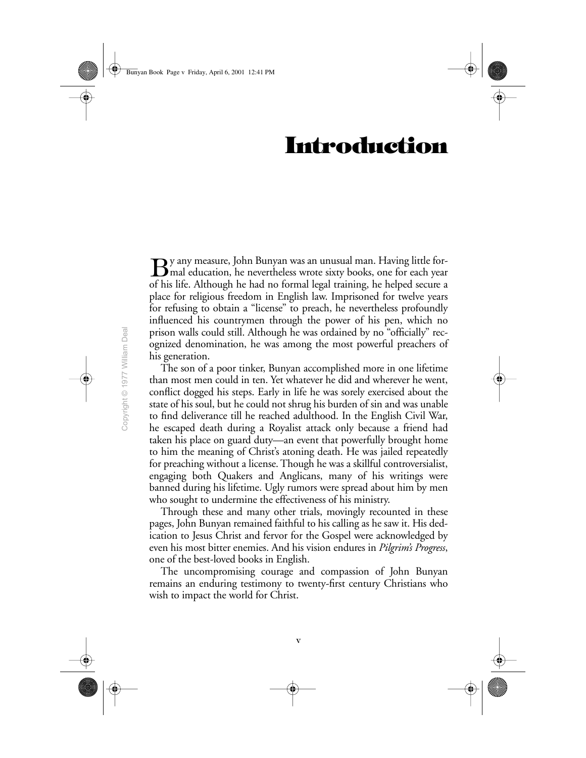# Introduction

By any measure, John Bunyan was an unusual man. Having little formal education, he nevertheless wrote sixty books, one for each year of his life. Although he had no formal legal training, he helped secure a place for religious freedom in English law. Imprisoned for twelve years for refusing to obtain a "license" to preach, he nevertheless profoundly influenced his countrymen through the power of his pen, which no prison walls could still. Although he was ordained by no "officially" recognized denomination, he was among the most powerful preachers of his generation.

The son of a poor tinker, Bunyan accomplished more in one lifetime than most men could in ten. Yet whatever he did and wherever he went, conflict dogged his steps. Early in life he was sorely exercised about the state of his soul, but he could not shrug his burden of sin and was unable to find deliverance till he reached adulthood. In the English Civil War, he escaped death during a Royalist attack only because a friend had taken his place on guard duty—an event that powerfully brought home to him the meaning of Christ's atoning death. He was jailed repeatedly for preaching without a license. Though he was a skillful controversialist, engaging both Quakers and Anglicans, many of his writings were banned during his lifetime. Ugly rumors were spread about him by men who sought to undermine the effectiveness of his ministry.

Through these and many other trials, movingly recounted in these pages, John Bunyan remained faithful to his calling as he saw it. His dedication to Jesus Christ and fervor for the Gospel were acknowledged by even his most bitter enemies. And his vision endures in *Pilgrim's Progress*, one of the best-loved books in English.

The uncompromising courage and compassion of John Bunyan remains an enduring testimony to twenty-first century Christians who wish to impact the world for Christ.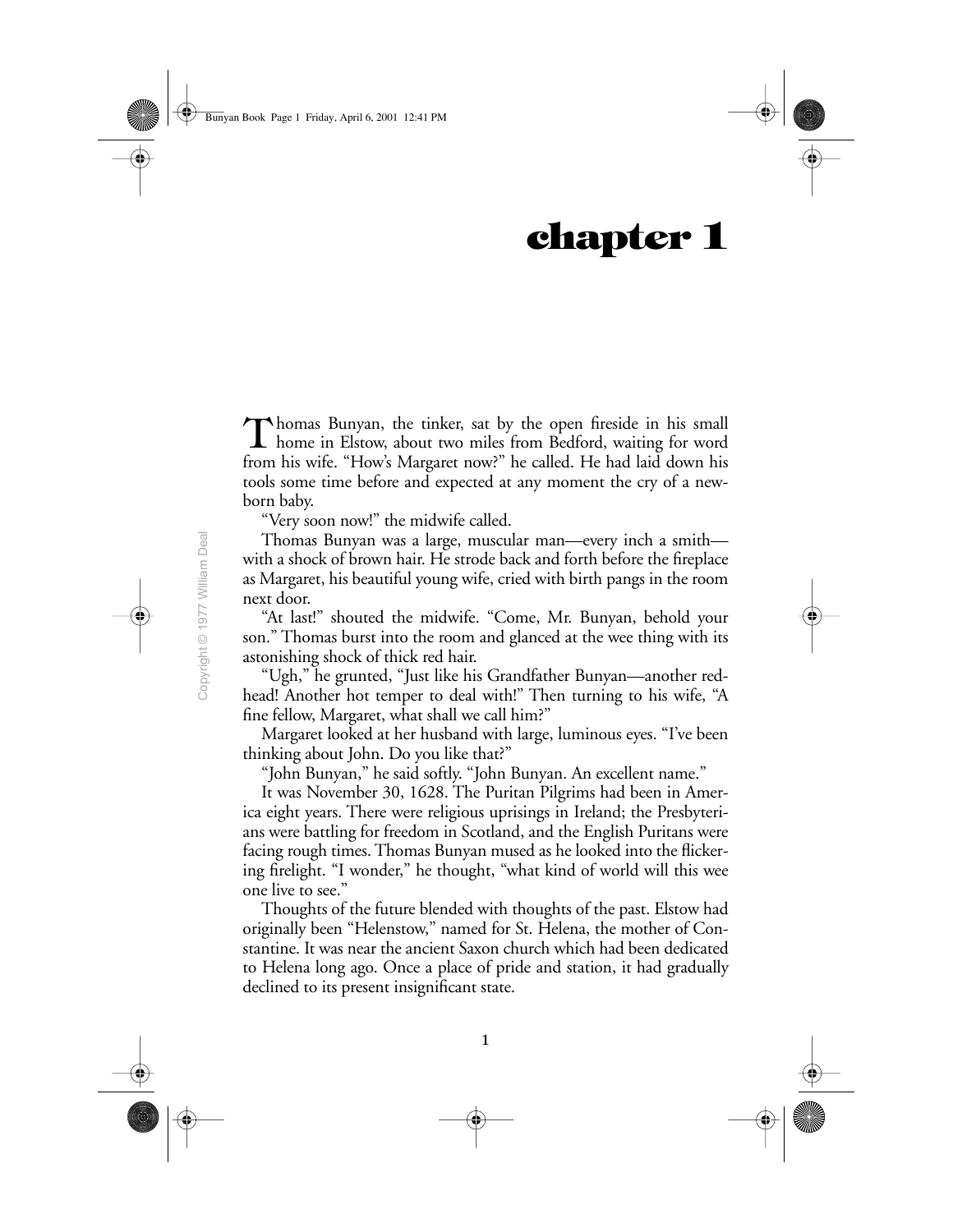# chapter 1

Thomas Bunyan, the tinker, sat by the open fireside in his small home in Elstow, about two miles from Bedford, waiting for word from his wife. "How's Margaret now?" he called. He had laid down his tools some time before and expected at any moment the cry of a newborn baby.

"Very soon now!" the midwife called.

Thomas Bunyan was a large, muscular man—every inch a smith—with a shock of brown hair. He strode back and forth before the fireplace as Margaret, his beautiful young wife, cried with birth pangs in the room next door.

"At last!" shouted the midwife. "Come, Mr. Bunyan, behold your son." Thomas burst into the room and glanced at the wee thing with its astonishing shock of thick red hair.

"Ugh," he grunted, "Just like his Grandfather Bunyan—another redhead! Another hot temper to deal with!" Then turning to his wife, "A fine fellow, Margaret, what shall we call him?"

Margaret looked at her husband with large, luminous eyes. "I've been thinking about John. Do you like that?"

"John Bunyan," he said softly. "John Bunyan. An excellent name."

It was November 30, 1628. The Puritan Pilgrims had been in America eight years. There were religious uprisings in Ireland; the Presbyterians were battling for freedom in Scotland, and the English Puritans were facing rough times. Thomas Bunyan mused as he looked into the flickering firelight. "I wonder," he thought, "what kind of world will this wee one live to see."

Thoughts of the future blended with thoughts of the past. Elstow had originally been "Helenstow," named for St. Helena, the mother of Constantine. It was near the ancient Saxon church which had been dedicated to Helena long ago. Once a place of pride and station, it had gradually declined to its present insignificant state.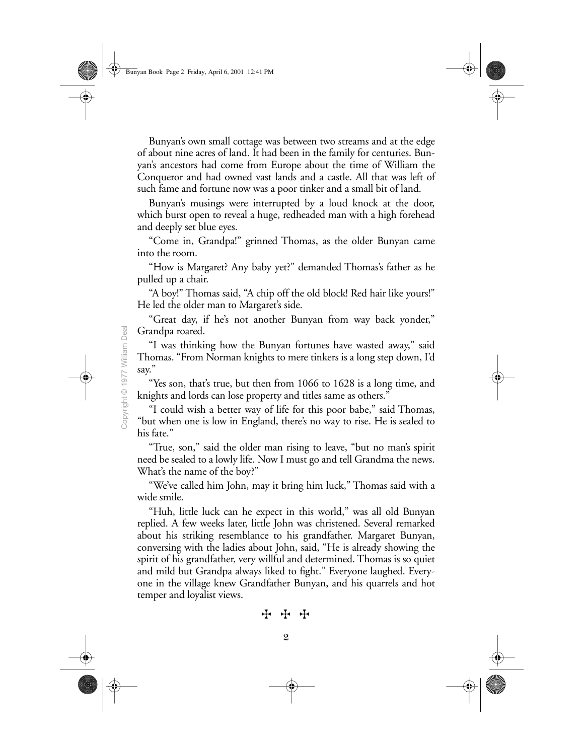Bunyan's own small cottage was between two streams and at the edge of about nine acres of land. It had been in the family for centuries. Bunyan's ancestors had come from Europe about the time of William the Conqueror and had owned vast lands and a castle. All that was left of such fame and fortune now was a poor tinker and a small bit of land.

Bunyan's musings were interrupted by a loud knock at the door, which burst open to reveal a huge, redheaded man with a high forehead and deeply set blue eyes.

"Come in, Grandpa!" grinned Thomas, as the older Bunyan came into the room.

"How is Margaret? Any baby yet?" demanded Thomas's father as he pulled up a chair.

"A boy!" Thomas said, "A chip off the old block! Red hair like yours!" He led the older man to Margaret's side.

"Great day, if he's not another Bunyan from way back yonder," Grandpa roared.

"I was thinking how the Bunyan fortunes have wasted away," said Thomas. "From Norman knights to mere tinkers is a long step down, I'd say."

"Yes son, that's true, but then from 1066 to 1628 is a long time, and knights and lords can lose property and titles same as others."

"I could wish a better way of life for this poor babe," said Thomas, "but when one is low in England, there's no way to rise. He is sealed to his fate."

"True, son," said the older man rising to leave, "but no man's spirit need be sealed to a lowly life. Now I must go and tell Grandma the news. What's the name of the boy?"

"We've called him John, may it bring him luck," Thomas said with a wide smile.

"Huh, little luck can he expect in this world," was all old Bunyan replied. A few weeks later, little John was christened. Several remarked about his striking resemblance to his grandfather. Margaret Bunyan, conversing with the ladies about John, said, "He is already showing the spirit of his grandfather, very willful and determined. Thomas is so quiet and mild but Grandpa always liked to fight." Everyone laughed. Everyone in the village knew Grandfather Bunyan, and his quarrels and hot temper and loyalist views.

✠ ✠ ✠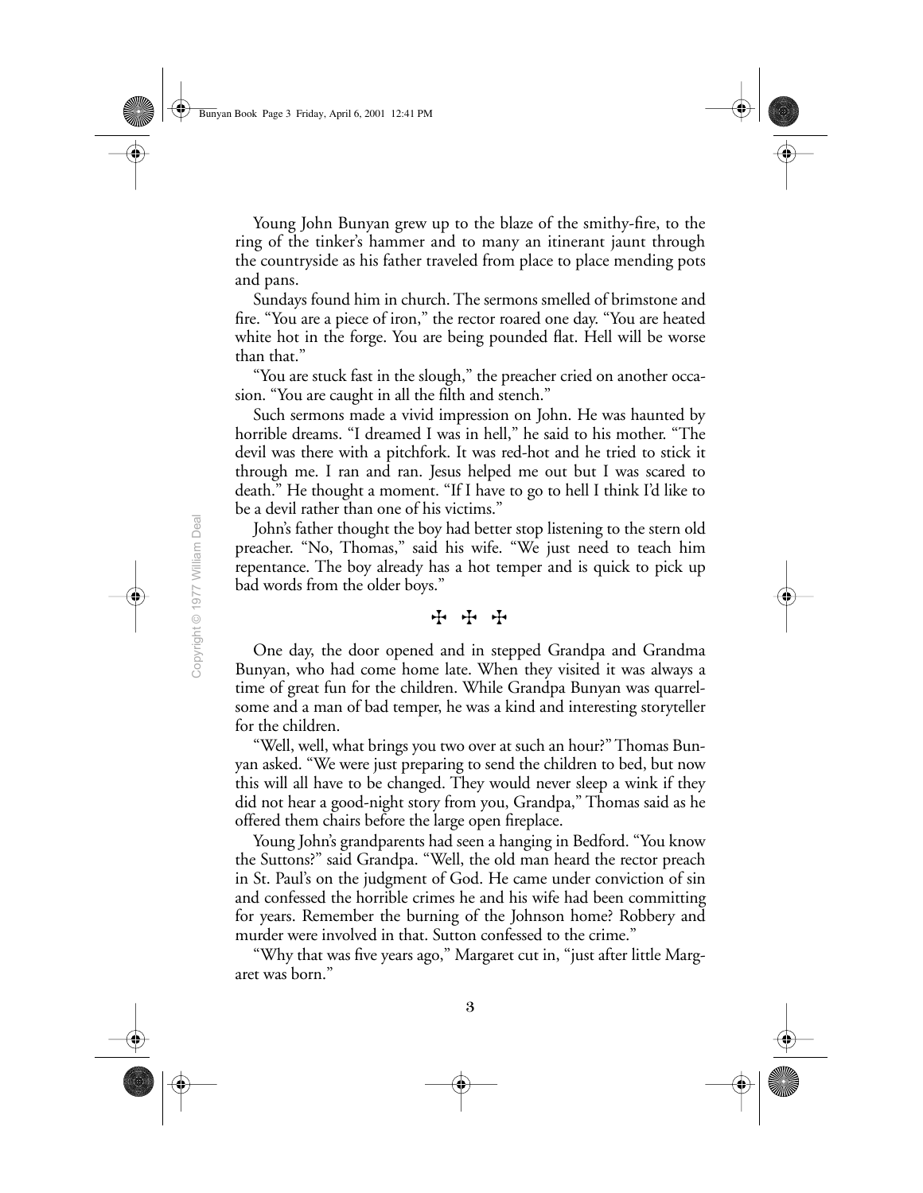Young John Bunyan grew up to the blaze of the smithy-fire, to the ring of the tinker's hammer and to many an itinerant jaunt through the countryside as his father traveled from place to place mending pots and pans.

Sundays found him in church. The sermons smelled of brimstone and fire. "You are a piece of iron," the rector roared one day. "You are heated white hot in the forge. You are being pounded flat. Hell will be worse than that."

"You are stuck fast in the slough," the preacher cried on another occasion. "You are caught in all the filth and stench."

Such sermons made a vivid impression on John. He was haunted by horrible dreams. "I dreamed I was in hell," he said to his mother. "The devil was there with a pitchfork. It was red-hot and he tried to stick it through me. I ran and ran. Jesus helped me out but I was scared to death." He thought a moment. "If I have to go to hell I think I'd like to be a devil rather than one of his victims."

John's father thought the boy had better stop listening to the stern old preacher. "No, Thomas," said his wife. "We just need to teach him repentance. The boy already has a hot temper and is quick to pick up bad words from the older boys."

✠ ✠ ✠

One day, the door opened and in stepped Grandpa and Grandma Bunyan, who had come home late. When they visited it was always a time of great fun for the children. While Grandpa Bunyan was quarrelsome and a man of bad temper, he was a kind and interesting storyteller for the children.

"Well, well, what brings you two over at such an hour?" Thomas Bunyan asked. "We were just preparing to send the children to bed, but now this will all have to be changed. They would never sleep a wink if they did not hear a good-night story from you, Grandpa," Thomas said as he offered them chairs before the large open fireplace.

Young John's grandparents had seen a hanging in Bedford. "You know the Suttons?" said Grandpa. "Well, the old man heard the rector preach in St. Paul's on the judgment of God. He came under conviction of sin and confessed the horrible crimes he and his wife had been committing for years. Remember the burning of the Johnson home? Robbery and murder were involved in that. Sutton confessed to the crime."

"Why that was five years ago," Margaret cut in, "just after little Margaret was born."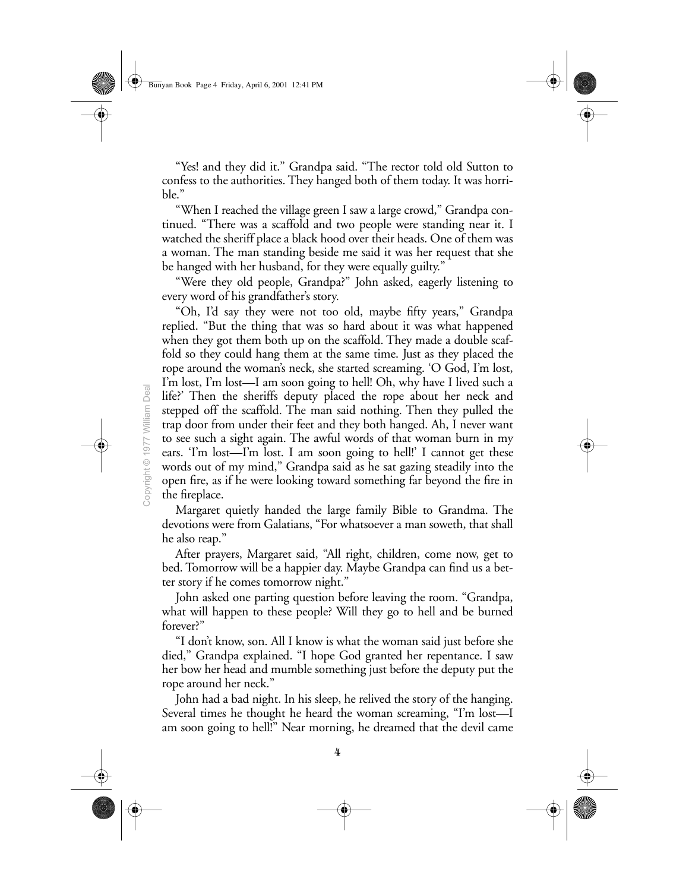"Yes! and they did it." Grandpa said. "The rector told old Sutton to confess to the authorities. They hanged both of them today. It was horrible."

"When I reached the village green I saw a large crowd," Grandpa continued. "There was a scaffold and two people were standing near it. I watched the sheriff place a black hood over their heads. One of them was a woman. The man standing beside me said it was her request that she be hanged with her husband, for they were equally guilty."

"Were they old people, Grandpa?" John asked, eagerly listening to every word of his grandfather's story.

"Oh, I'd say they were not too old, maybe fifty years," Grandpa replied. "But the thing that was so hard about it was what happened when they got them both up on the scaffold. They made a double scaffold so they could hang them at the same time. Just as they placed the rope around the woman's neck, she started screaming. 'O God, I'm lost, I'm lost, I'm lost—I am soon going to hell! Oh, why have I lived such a life?' Then the sheriffs deputy placed the rope about her neck and stepped off the scaffold. The man said nothing. Then they pulled the trap door from under their feet and they both hanged. Ah, I never want to see such a sight again. The awful words of that woman burn in my ears. 'I'm lost—I'm lost. I am soon going to hell!' I cannot get these words out of my mind," Grandpa said as he sat gazing steadily into the open fire, as if he were looking toward something far beyond the fire in the fireplace.

Margaret quietly handed the large family Bible to Grandma. The devotions were from Galatians, "For whatsoever a man soweth, that shall he also reap."

After prayers, Margaret said, "All right, children, come now, get to bed. Tomorrow will be a happier day. Maybe Grandpa can find us a better story if he comes tomorrow night."

John asked one parting question before leaving the room. "Grandpa, what will happen to these people? Will they go to hell and be burned forever?"

"I don't know, son. All I know is what the woman said just before she died," Grandpa explained. "I hope God granted her repentance. I saw her bow her head and mumble something just before the deputy put the rope around her neck."

John had a bad night. In his sleep, he relived the story of the hanging. Several times he thought he heard the woman screaming, "I'm lost—I am soon going to hell!" Near morning, he dreamed that the devil came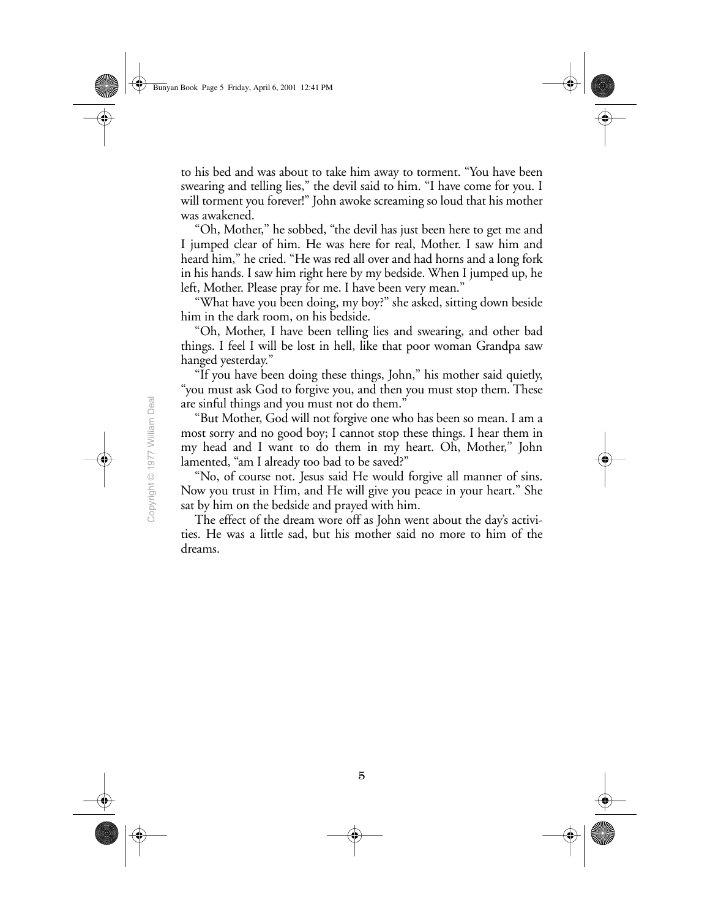to his bed and was about to take him away to torment. "You have been swearing and telling lies," the devil said to him. "I have come for you. I will torment you forever!" John awoke screaming so loud that his mother was awakened.

"Oh, Mother," he sobbed, "the devil has just been here to get me and I jumped clear of him. He was here for real, Mother. I saw him and heard him," he cried. "He was red all over and had horns and a long fork in his hands. I saw him right here by my bedside. When I jumped up, he left, Mother. Please pray for me. I have been very mean."

"What have you been doing, my boy?" she asked, sitting down beside him in the dark room, on his bedside.

"Oh, Mother, I have been telling lies and swearing, and other bad things. I feel I will be lost in hell, like that poor woman Grandpa saw hanged yesterday."

"If you have been doing these things, John," his mother said quietly, "you must ask God to forgive you, and then you must stop them. These are sinful things and you must not do them."

"But Mother, God will not forgive one who has been so mean. I am a most sorry and no good boy; I cannot stop these things. I hear them in my head and I want to do them in my heart. Oh, Mother," John lamented, "am I already too bad to be saved?"

"No, of course not. Jesus said He would forgive all manner of sins. Now you trust in Him, and He will give you peace in your heart." She sat by him on the bedside and prayed with him.

The effect of the dream wore off as John went about the day's activities. He was a little sad, but his mother said no more to him of the dreams.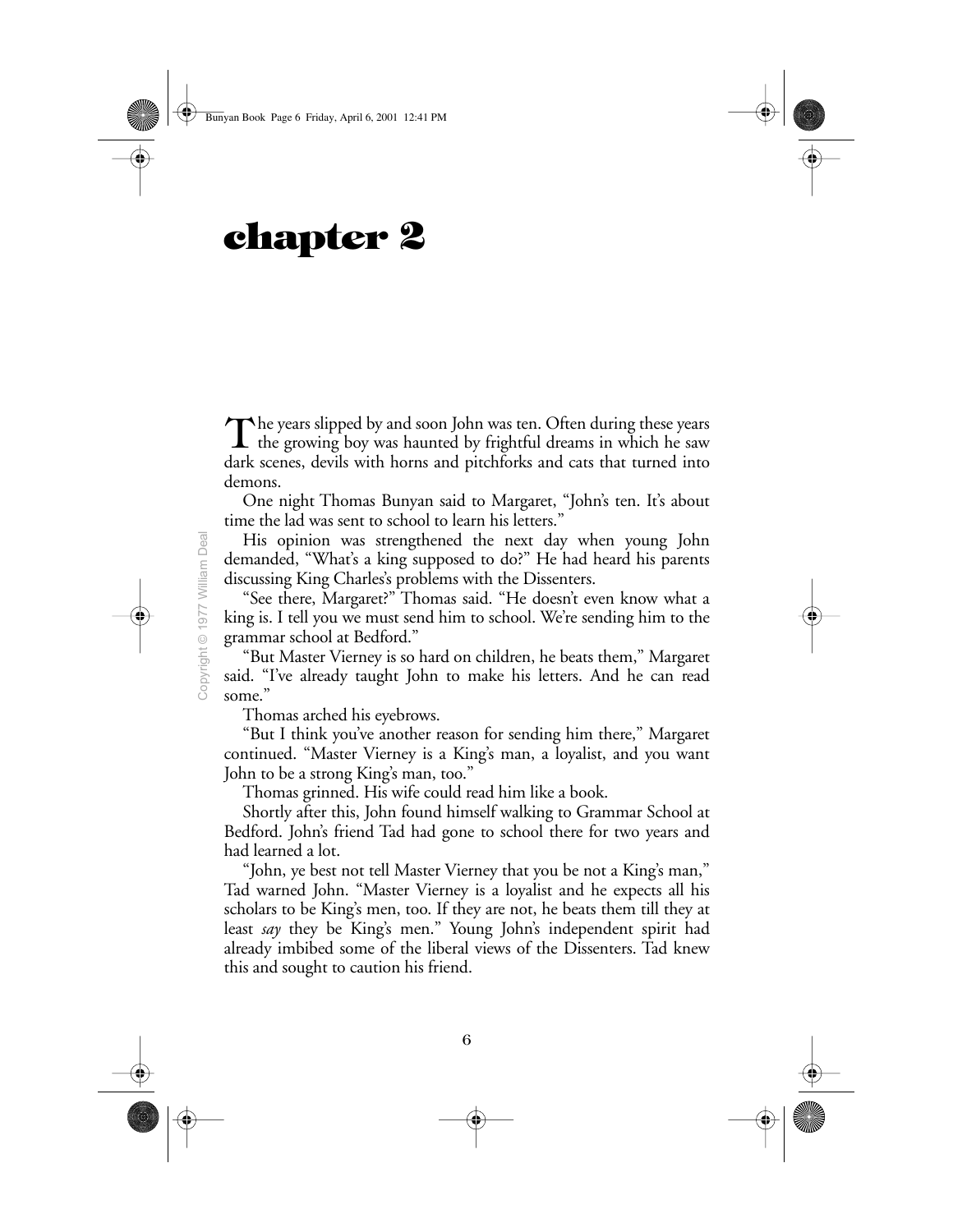# chapter 2

The years slipped by and soon John was ten. Often during these years the growing boy was haunted by frightful dreams in which he saw dark scenes, devils with horns and pitchforks and cats that turned into demons.

One night Thomas Bunyan said to Margaret, "John's ten. It's about time the lad was sent to school to learn his letters."

His opinion was strengthened the next day when young John demanded, "What's a king supposed to do?" He had heard his parents discussing King Charles's problems with the Dissenters.

"See there, Margaret?" Thomas said. "He doesn't even know what a king is. I tell you we must send him to school. We're sending him to the grammar school at Bedford."

"But Master Vierney is so hard on children, he beats them," Margaret said. "I've already taught John to make his letters. And he can read some."

Thomas arched his eyebrows.

"But I think you've another reason for sending him there," Margaret continued. "Master Vierney is a King's man, a loyalist, and you want John to be a strong King's man, too."

Thomas grinned. His wife could read him like a book.

Shortly after this, John found himself walking to Grammar School at Bedford. John's friend Tad had gone to school there for two years and had learned a lot.

"John, ye best not tell Master Vierney that you be not a King's man," Tad warned John. "Master Vierney is a loyalist and he expects all his scholars to be King's men, too. If they are not, he beats them till they at least *say* they be King's men." Young John's independent spirit had already imbibed some of the liberal views of the Dissenters. Tad knew this and sought to caution his friend.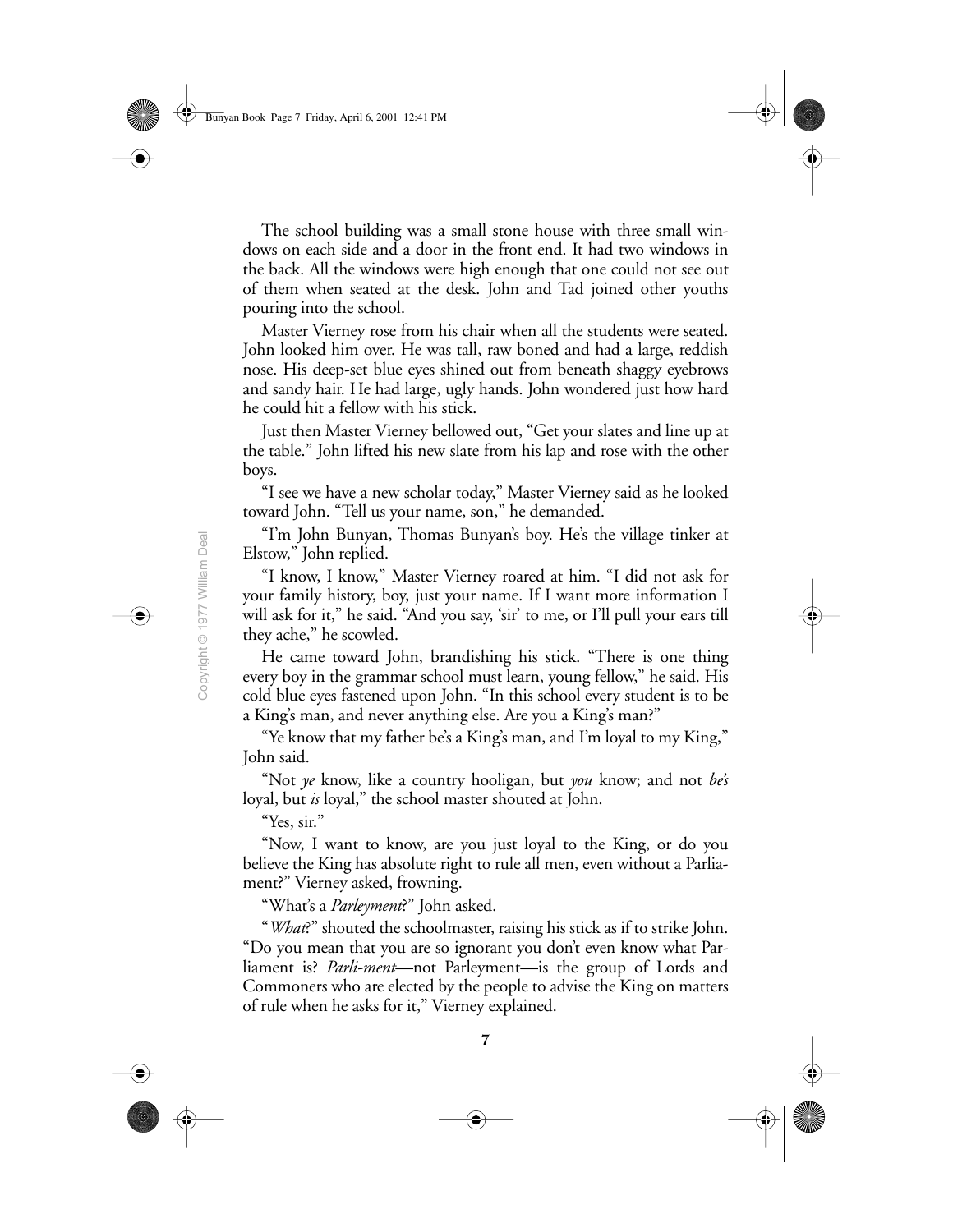The school building was a small stone house with three small windows on each side and a door in the front end. It had two windows in the back. All the windows were high enough that one could not see out of them when seated at the desk. John and Tad joined other youths pouring into the school.

Master Vierney rose from his chair when all the students were seated. John looked him over. He was tall, raw boned and had a large, reddish nose. His deep-set blue eyes shined out from beneath shaggy eyebrows and sandy hair. He had large, ugly hands. John wondered just how hard he could hit a fellow with his stick.

Just then Master Vierney bellowed out, "Get your slates and line up at the table." John lifted his new slate from his lap and rose with the other boys.

"I see we have a new scholar today," Master Vierney said as he looked toward John. "Tell us your name, son," he demanded.

"I'm John Bunyan, Thomas Bunyan's boy. He's the village tinker at Elstow," John replied.

"I know, I know," Master Vierney roared at him. "I did not ask for your family history, boy, just your name. If I want more information I will ask for it," he said. "And you say, 'sir' to me, or I'll pull your ears till they ache," he scowled.

He came toward John, brandishing his stick. "There is one thing every boy in the grammar school must learn, young fellow," he said. His cold blue eyes fastened upon John. "In this school every student is to be a King's man, and never anything else. Are you a King's man?"

"Ye know that my father be's a King's man, and I'm loyal to my King," John said.

"Not *ye* know, like a country hooligan, but *you* know; and not *be's* loyal, but *is* loyal," the school master shouted at John.

"Yes, sir."

"Now, I want to know, are you just loyal to the King, or do you believe the King has absolute right to rule all men, even without a Parliament?" Vierney asked, frowning.

"What's a *Parleyment*?" John asked.

"*What*?" shouted the schoolmaster, raising his stick as if to strike John. "Do you mean that you are so ignorant you don't even know what Parliament is? *Parli-ment*—not Parleyment—is the group of Lords and Commoners who are elected by the people to advise the King on matters of rule when he asks for it," Vierney explained.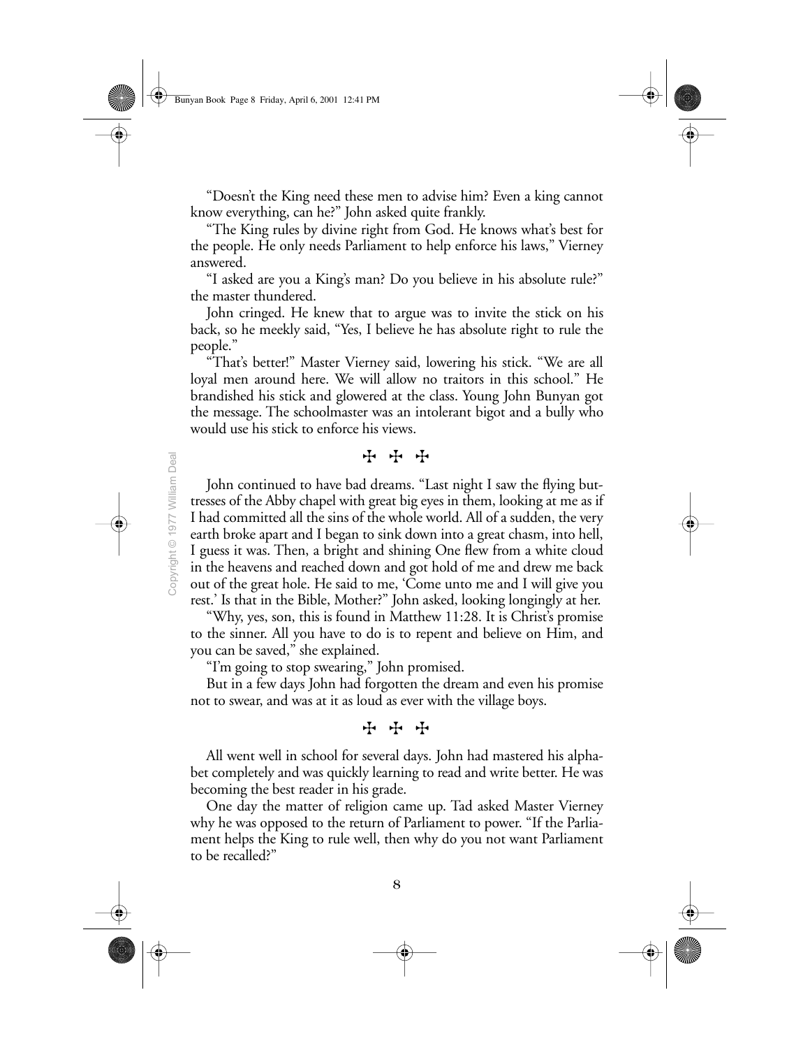"Doesn't the King need these men to advise him? Even a king cannot know everything, can he?" John asked quite frankly.

"The King rules by divine right from God. He knows what's best for the people. He only needs Parliament to help enforce his laws," Vierney answered.

"I asked are you a King's man? Do you believe in his absolute rule?" the master thundered.

John cringed. He knew that to argue was to invite the stick on his back, so he meekly said, "Yes, I believe he has absolute right to rule the people."

"That's better!" Master Vierney said, lowering his stick. "We are all loyal men around here. We will allow no traitors in this school." He brandished his stick and glowered at the class. Young John Bunyan got the message. The schoolmaster was an intolerant bigot and a bully who would use his stick to enforce his views.

✠ ✠ ✠

John continued to have bad dreams. "Last night I saw the flying buttresses of the Abby chapel with great big eyes in them, looking at me as if I had committed all the sins of the whole world. All of a sudden, the very earth broke apart and I began to sink down into a great chasm, into hell, I guess it was. Then, a bright and shining One flew from a white cloud in the heavens and reached down and got hold of me and drew me back out of the great hole. He said to me, 'Come unto me and I will give you rest.' Is that in the Bible, Mother?" John asked, looking longingly at her.

"Why, yes, son, this is found in Matthew 11:28. It is Christ's promise to the sinner. All you have to do is to repent and believe on Him, and you can be saved," she explained.

"I'm going to stop swearing," John promised.

But in a few days John had forgotten the dream and even his promise not to swear, and was at it as loud as ever with the village boys.

✠ ✠ ✠

All went well in school for several days. John had mastered his alphabet completely and was quickly learning to read and write better. He was becoming the best reader in his grade.

One day the matter of religion came up. Tad asked Master Vierney why he was opposed to the return of Parliament to power. "If the Parliament helps the King to rule well, then why do you not want Parliament to be recalled?"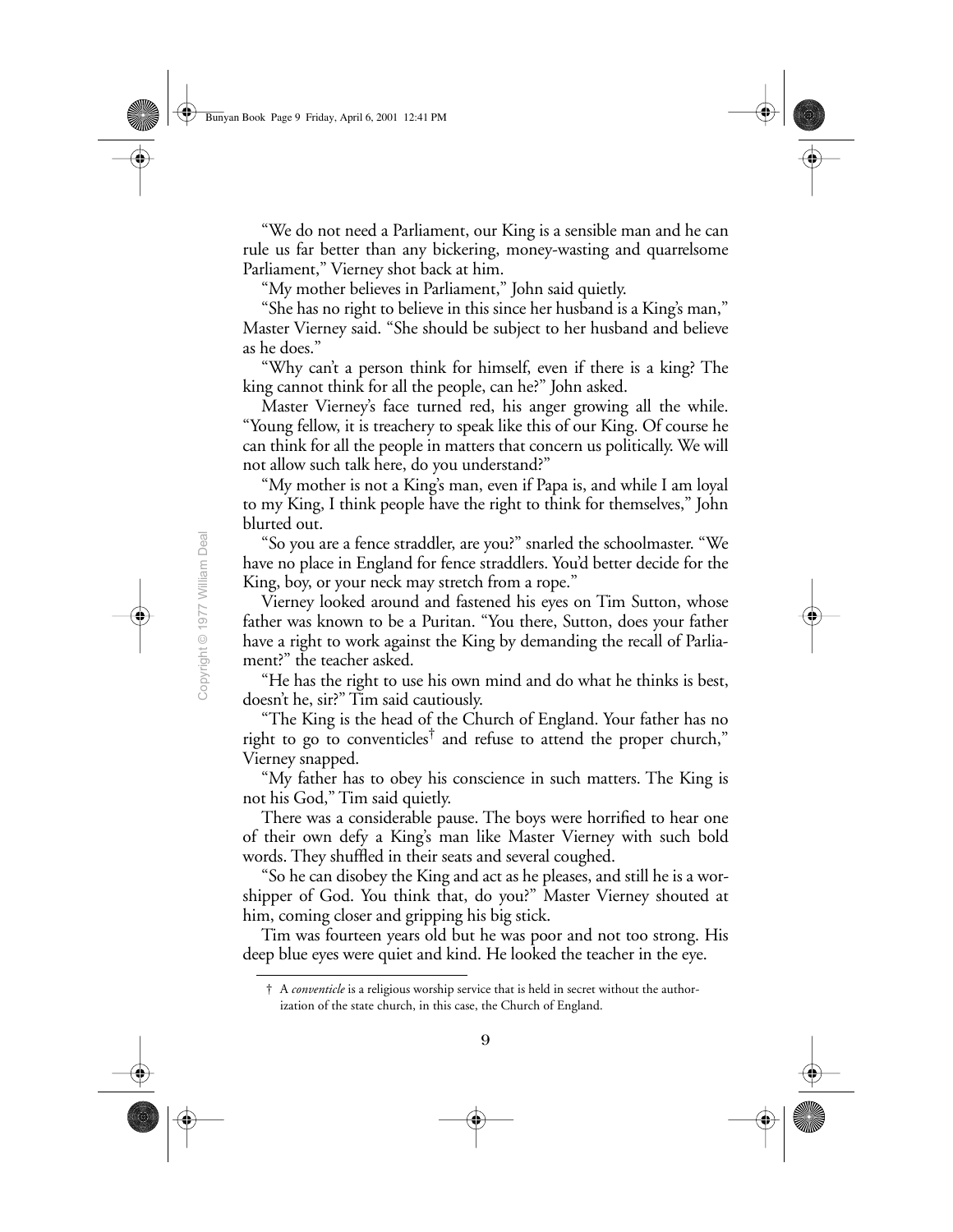"We do not need a Parliament, our King is a sensible man and he can rule us far better than any bickering, money-wasting and quarrelsome Parliament," Vierney shot back at him.

"My mother believes in Parliament," John said quietly.

"She has no right to believe in this since her husband is a King's man," Master Vierney said. "She should be subject to her husband and believe as he does."

"Why can't a person think for himself, even if there is a king? The king cannot think for all the people, can he?" John asked.

Master Vierney's face turned red, his anger growing all the while. "Young fellow, it is treachery to speak like this of our King. Of course he can think for all the people in matters that concern us politically. We will not allow such talk here, do you understand?"

"My mother is not a King's man, even if Papa is, and while I am loyal to my King, I think people have the right to think for themselves," John blurted out.

"So you are a fence straddler, are you?" snarled the schoolmaster. "We have no place in England for fence straddlers. You'd better decide for the King, boy, or your neck may stretch from a rope."

Vierney looked around and fastened his eyes on Tim Sutton, whose father was known to be a Puritan. "You there, Sutton, does your father have a right to work against the King by demanding the recall of Parliament?" the teacher asked.

"He has the right to use his own mind and do what he thinks is best, doesn't he, sir?" Tim said cautiously.

"The King is the head of the Church of England. Your father has no right to go to conventicles† and refuse to attend the proper church," Vierney snapped.

"My father has to obey his conscience in such matters. The King is not his God," Tim said quietly.

There was a considerable pause. The boys were horrified to hear one of their own defy a King's man like Master Vierney with such bold words. They shuffled in their seats and several coughed.

"So he can disobey the King and act as he pleases, and still he is a worshipper of God. You think that, do you?" Master Vierney shouted at him, coming closer and gripping his big stick.

Tim was fourteen years old but he was poor and not too strong. His deep blue eyes were quiet and kind. He looked the teacher in the eye.

† A *conventicle* is a religious worship service that is held in secret without the authorization of the state church, in this case, the Church of England.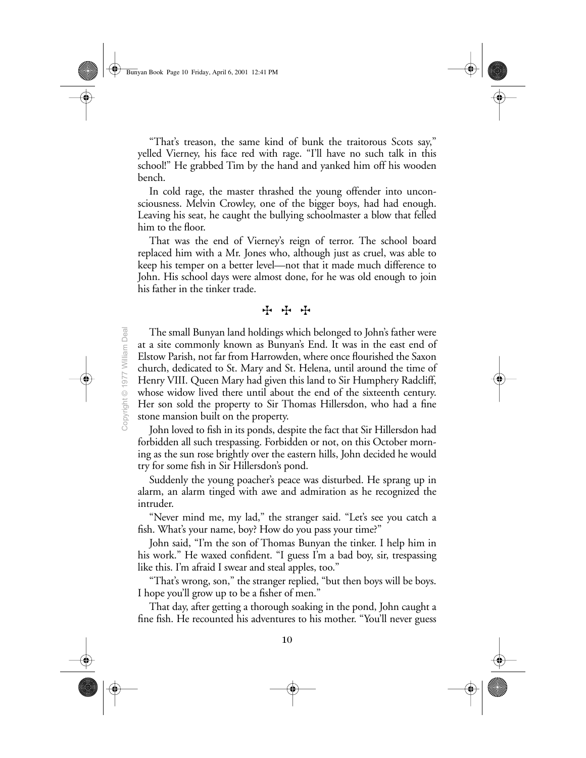"That's treason, the same kind of bunk the traitorous Scots say," yelled Vierney, his face red with rage. "I'll have no such talk in this school!" He grabbed Tim by the hand and yanked him off his wooden bench.

In cold rage, the master thrashed the young offender into unconsciousness. Melvin Crowley, one of the bigger boys, had had enough. Leaving his seat, he caught the bullying schoolmaster a blow that felled him to the floor.

That was the end of Vierney's reign of terror. The school board replaced him with a Mr. Jones who, although just as cruel, was able to keep his temper on a better level—not that it made much difference to John. His school days were almost done, for he was old enough to join his father in the tinker trade.

✠ ✠ ✠

The small Bunyan land holdings which belonged to John's father were at a site commonly known as Bunyan's End. It was in the east end of Elstow Parish, not far from Harrowden, where once flourished the Saxon church, dedicated to St. Mary and St. Helena, until around the time of Henry VIII. Queen Mary had given this land to Sir Humphery Radcliff, whose widow lived there until about the end of the sixteenth century. Her son sold the property to Sir Thomas Hillersdon, who had a fine stone mansion built on the property.

John loved to fish in its ponds, despite the fact that Sir Hillersdon had forbidden all such trespassing. Forbidden or not, on this October morning as the sun rose brightly over the eastern hills, John decided he would try for some fish in Sir Hillersdon's pond.

Suddenly the young poacher's peace was disturbed. He sprang up in alarm, an alarm tinged with awe and admiration as he recognized the intruder.

"Never mind me, my lad," the stranger said. "Let's see you catch a fish. What's your name, boy? How do you pass your time?"

John said, "I'm the son of Thomas Bunyan the tinker. I help him in his work." He waxed confident. "I guess I'm a bad boy, sir, trespassing like this. I'm afraid I swear and steal apples, too."

"That's wrong, son," the stranger replied, "but then boys will be boys. I hope you'll grow up to be a fisher of men."

That day, after getting a thorough soaking in the pond, John caught a fine fish. He recounted his adventures to his mother. "You'll never guess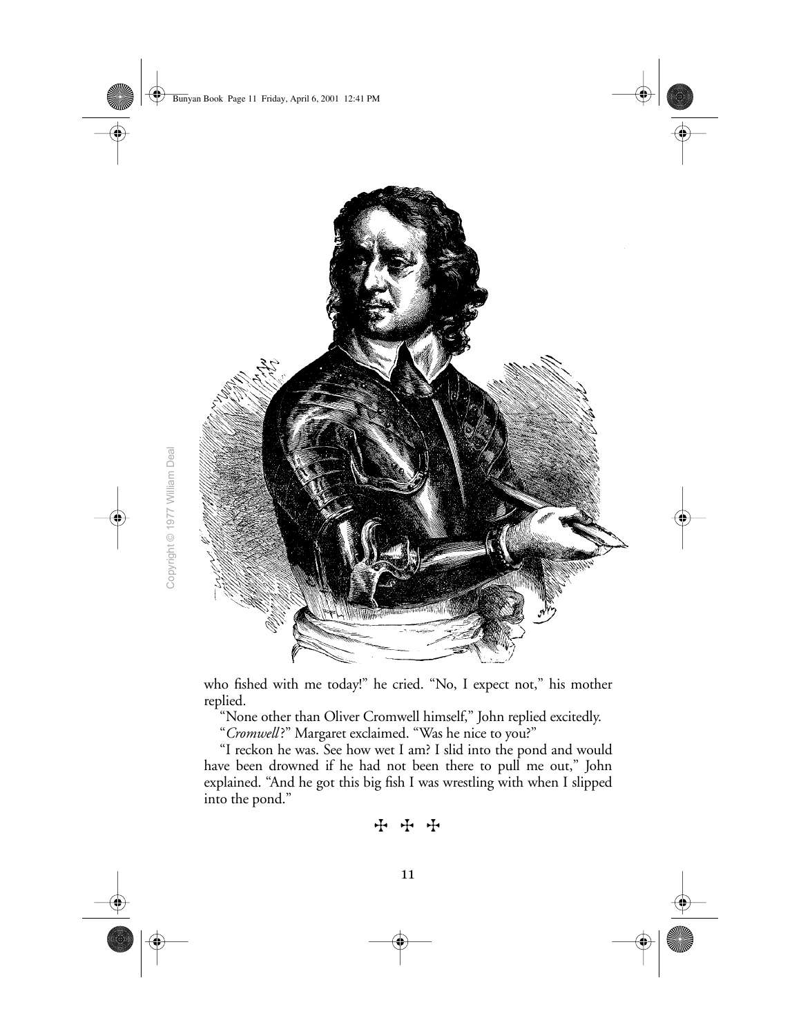who fished with me today!" he cried. "No, I expect not," his mother replied.

"None other than Oliver Cromwell himself," John replied excitedly.

"*Cromwell*?" Margaret exclaimed. "Was he nice to you?"

"I reckon he was. See how wet I am? I slid into the pond and would have been drowned if he had not been there to pull me out," John explained. "And he got this big fish I was wrestling with when I slipped into the pond."

✠ ✠ ✠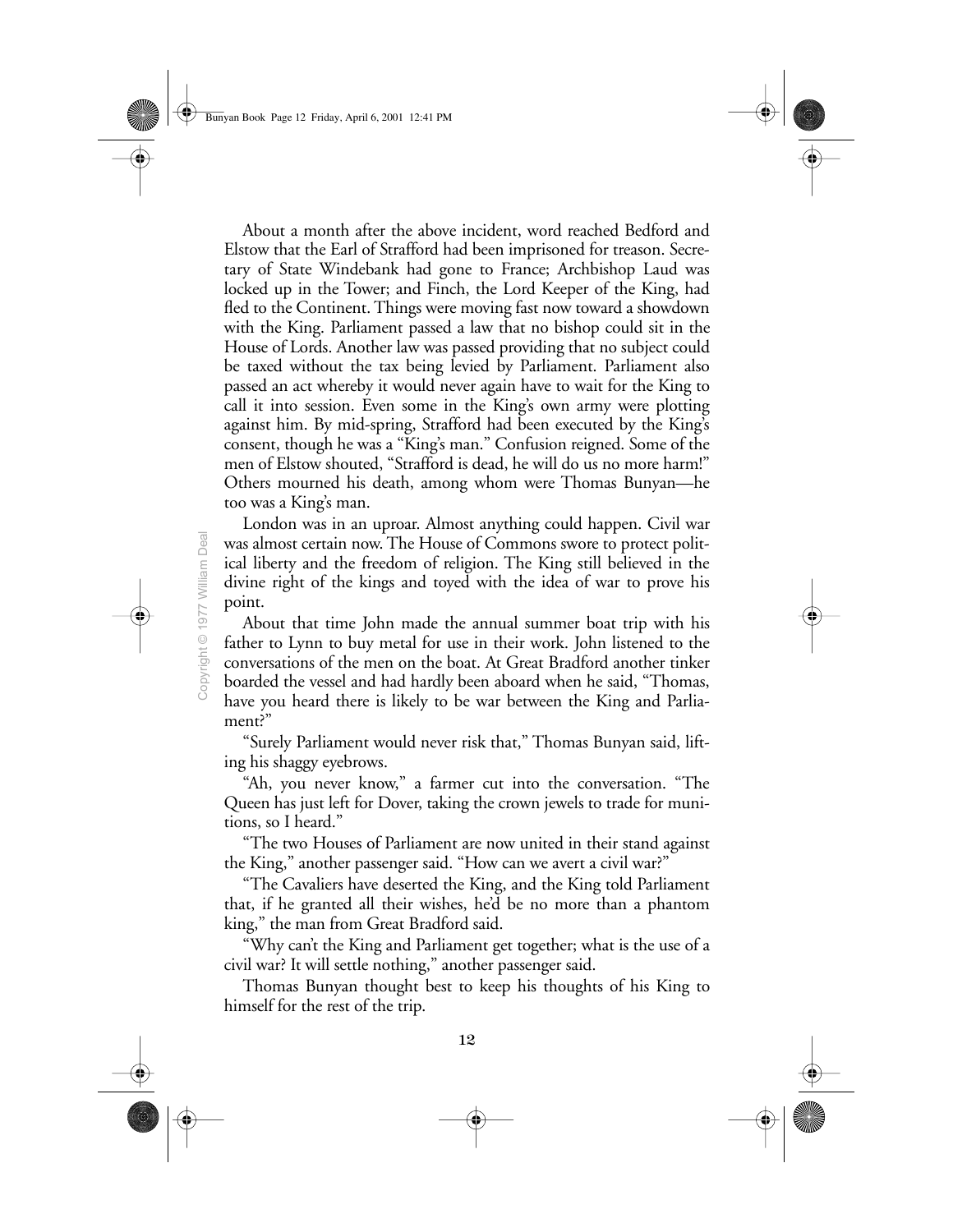About a month after the above incident, word reached Bedford and Elstow that the Earl of Strafford had been imprisoned for treason. Secretary of State Windebank had gone to France; Archbishop Laud was locked up in the Tower; and Finch, the Lord Keeper of the King, had fled to the Continent. Things were moving fast now toward a showdown with the King. Parliament passed a law that no bishop could sit in the House of Lords. Another law was passed providing that no subject could be taxed without the tax being levied by Parliament. Parliament also passed an act whereby it would never again have to wait for the King to call it into session. Even some in the King's own army were plotting against him. By mid-spring, Strafford had been executed by the King's consent, though he was a "King's man." Confusion reigned. Some of the men of Elstow shouted, "Strafford is dead, he will do us no more harm!" Others mourned his death, among whom were Thomas Bunyan—he too was a King's man.

London was in an uproar. Almost anything could happen. Civil war was almost certain now. The House of Commons swore to protect political liberty and the freedom of religion. The King still believed in the divine right of the kings and toyed with the idea of war to prove his point.

About that time John made the annual summer boat trip with his father to Lynn to buy metal for use in their work. John listened to the conversations of the men on the boat. At Great Bradford another tinker boarded the vessel and had hardly been aboard when he said, "Thomas, have you heard there is likely to be war between the King and Parliament?"

"Surely Parliament would never risk that," Thomas Bunyan said, lifting his shaggy eyebrows.

"Ah, you never know," a farmer cut into the conversation. "The Queen has just left for Dover, taking the crown jewels to trade for munitions, so I heard."

"The two Houses of Parliament are now united in their stand against the King," another passenger said. "How can we avert a civil war?"

"The Cavaliers have deserted the King, and the King told Parliament that, if he granted all their wishes, he'd be no more than a phantom king," the man from Great Bradford said.

"Why can't the King and Parliament get together; what is the use of a civil war? It will settle nothing," another passenger said.

Thomas Bunyan thought best to keep his thoughts of his King to himself for the rest of the trip.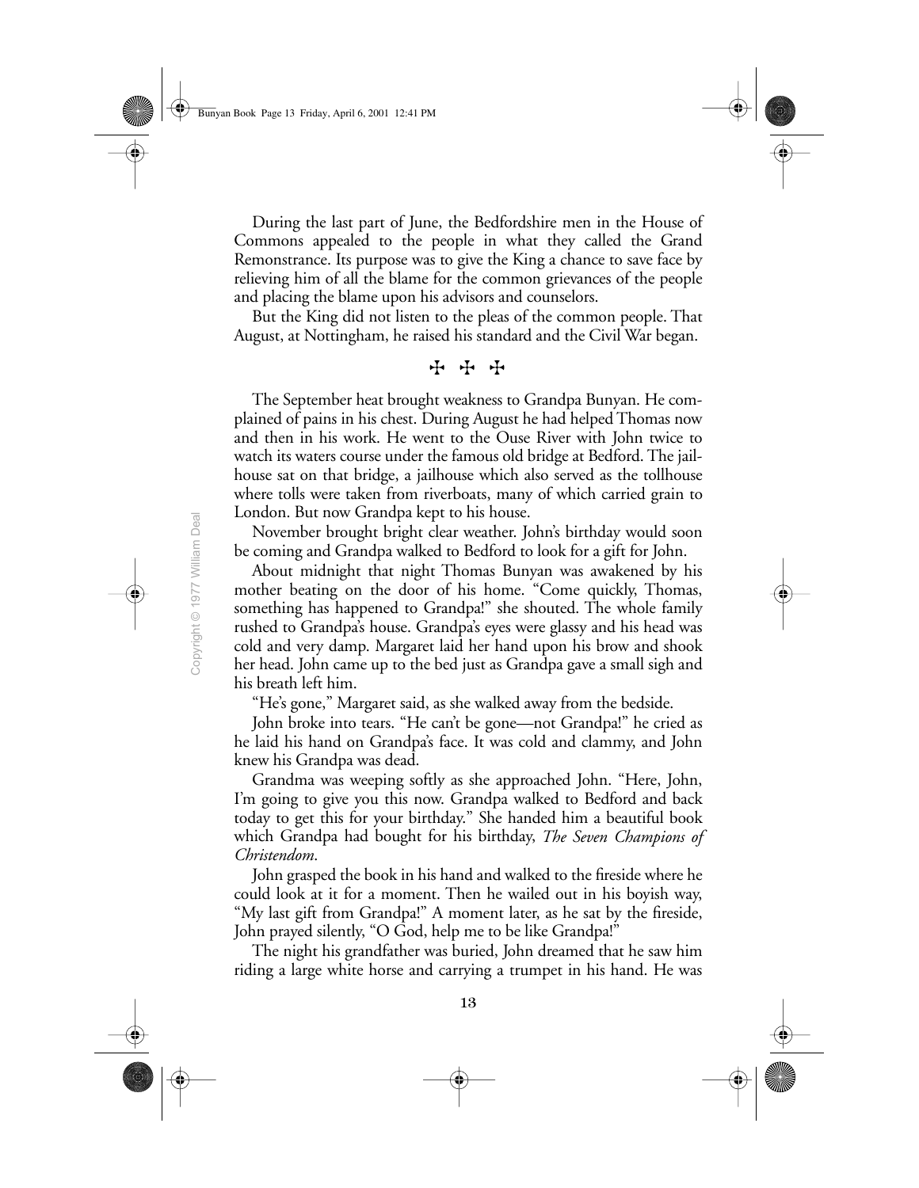During the last part of June, the Bedfordshire men in the House of Commons appealed to the people in what they called the Grand Remonstrance. Its purpose was to give the King a chance to save face by relieving him of all the blame for the common grievances of the people and placing the blame upon his advisors and counselors.

But the King did not listen to the pleas of the common people. That August, at Nottingham, he raised his standard and the Civil War began.

✠ ✠ ✠

The September heat brought weakness to Grandpa Bunyan. He complained of pains in his chest. During August he had helped Thomas now and then in his work. He went to the Ouse River with John twice to watch its waters course under the famous old bridge at Bedford. The jailhouse sat on that bridge, a jailhouse which also served as the tollhouse where tolls were taken from riverboats, many of which carried grain to London. But now Grandpa kept to his house.

November brought bright clear weather. John's birthday would soon be coming and Grandpa walked to Bedford to look for a gift for John.

About midnight that night Thomas Bunyan was awakened by his mother beating on the door of his home. "Come quickly, Thomas, something has happened to Grandpa!" she shouted. The whole family rushed to Grandpa's house. Grandpa's eyes were glassy and his head was cold and very damp. Margaret laid her hand upon his brow and shook her head. John came up to the bed just as Grandpa gave a small sigh and his breath left him.

"He's gone," Margaret said, as she walked away from the bedside.

John broke into tears. "He can't be gone—not Grandpa!" he cried as he laid his hand on Grandpa's face. It was cold and clammy, and John knew his Grandpa was dead.

Grandma was weeping softly as she approached John. "Here, John, I'm going to give you this now. Grandpa walked to Bedford and back today to get this for your birthday." She handed him a beautiful book which Grandpa had bought for his birthday, *The Seven Champions of Christendom*.

John grasped the book in his hand and walked to the fireside where he could look at it for a moment. Then he wailed out in his boyish way, "My last gift from Grandpa!" A moment later, as he sat by the fireside, John prayed silently, "O God, help me to be like Grandpa!"

The night his grandfather was buried, John dreamed that he saw him riding a large white horse and carrying a trumpet in his hand. He was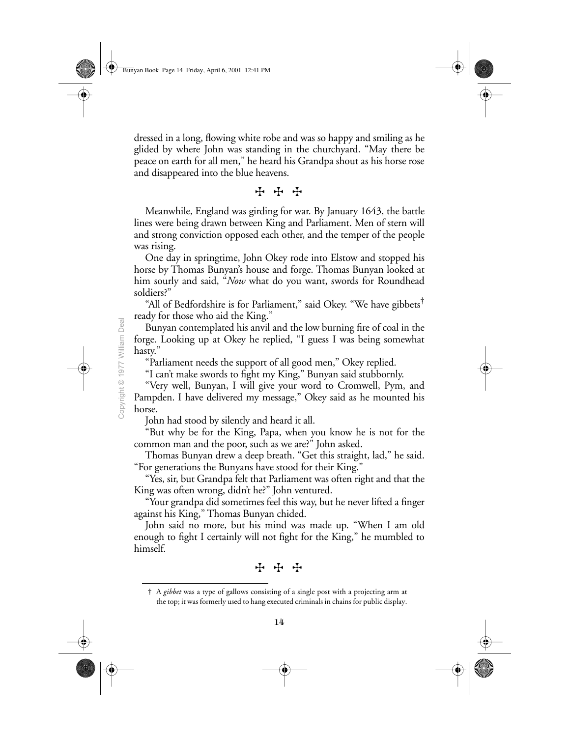dressed in a long, flowing white robe and was so happy and smiling as he glided by where John was standing in the churchyard. "May there be peace on earth for all men," he heard his Grandpa shout as his horse rose and disappeared into the blue heavens.

✠ ✠ ✠

Meanwhile, England was girding for war. By January 1643, the battle lines were being drawn between King and Parliament. Men of stern will and strong conviction opposed each other, and the temper of the people was rising.

One day in springtime, John Okey rode into Elstow and stopped his horse by Thomas Bunyan's house and forge. Thomas Bunyan looked at him sourly and said, "*Now* what do you want, swords for Roundhead soldiers?"

"All of Bedfordshire is for Parliament," said Okey. "We have gibbets† ready for those who aid the King."

Bunyan contemplated his anvil and the low burning fire of coal in the forge. Looking up at Okey he replied, "I guess I was being somewhat hasty."

"Parliament needs the support of all good men," Okey replied.

"I can't make swords to fight my King," Bunyan said stubbornly.

"Very well, Bunyan, I will give your word to Cromwell, Pym, and Pampden. I have delivered my message," Okey said as he mounted his horse.

John had stood by silently and heard it all.

"But why be for the King, Papa, when you know he is not for the common man and the poor, such as we are?" John asked.

Thomas Bunyan drew a deep breath. "Get this straight, lad," he said. "For generations the Bunyans have stood for their King."

"Yes, sir, but Grandpa felt that Parliament was often right and that the King was often wrong, didn't he?" John ventured.

"Your grandpa did sometimes feel this way, but he never lifted a finger against his King," Thomas Bunyan chided.

John said no more, but his mind was made up. "When I am old enough to fight I certainly will not fight for the King," he mumbled to himself.

✠ ✠ ✠

† A *gibbet* was a type of gallows consisting of a single post with a projecting arm at the top; it was formerly used to hang executed criminals in chains for public display.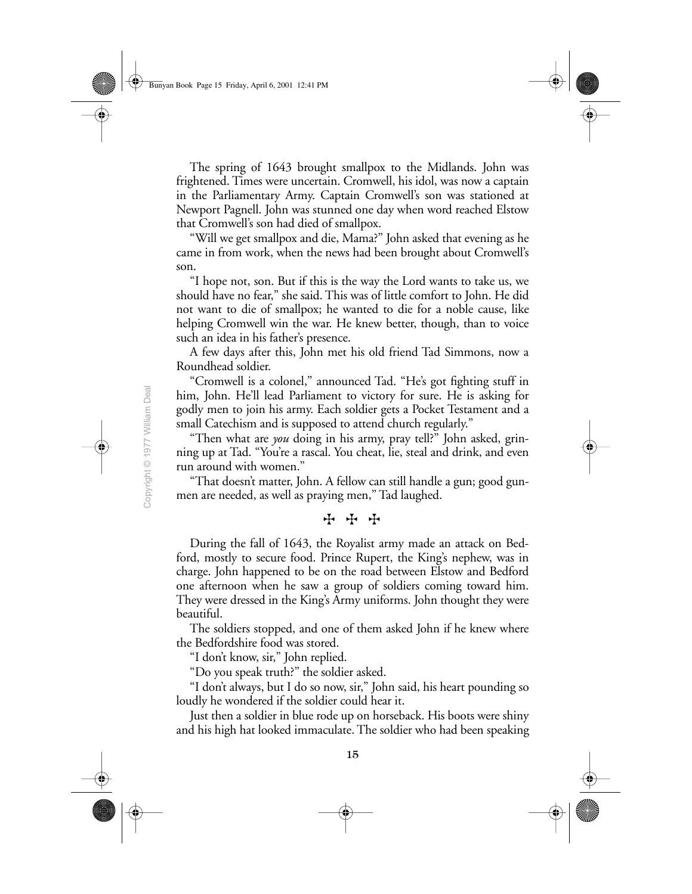The spring of 1643 brought smallpox to the Midlands. John was frightened. Times were uncertain. Cromwell, his idol, was now a captain in the Parliamentary Army. Captain Cromwell's son was stationed at Newport Pagnell. John was stunned one day when word reached Elstow that Cromwell's son had died of smallpox.

"Will we get smallpox and die, Mama?" John asked that evening as he came in from work, when the news had been brought about Cromwell's son.

"I hope not, son. But if this is the way the Lord wants to take us, we should have no fear," she said. This was of little comfort to John. He did not want to die of smallpox; he wanted to die for a noble cause, like helping Cromwell win the war. He knew better, though, than to voice such an idea in his father's presence.

A few days after this, John met his old friend Tad Simmons, now a Roundhead soldier.

"Cromwell is a colonel," announced Tad. "He's got fighting stuff in him, John. He'll lead Parliament to victory for sure. He is asking for godly men to join his army. Each soldier gets a Pocket Testament and a small Catechism and is supposed to attend church regularly."

"Then what are *you* doing in his army, pray tell?" John asked, grinning up at Tad. "You're a rascal. You cheat, lie, steal and drink, and even run around with women."

"That doesn't matter, John. A fellow can still handle a gun; good gunmen are needed, as well as praying men," Tad laughed.

✠ ✠ ✠

During the fall of 1643, the Royalist army made an attack on Bedford, mostly to secure food. Prince Rupert, the King's nephew, was in charge. John happened to be on the road between Elstow and Bedford one afternoon when he saw a group of soldiers coming toward him. They were dressed in the King's Army uniforms. John thought they were beautiful.

The soldiers stopped, and one of them asked John if he knew where the Bedfordshire food was stored.

"I don't know, sir," John replied.

"Do you speak truth?" the soldier asked.

"I don't always, but I do so now, sir," John said, his heart pounding so loudly he wondered if the soldier could hear it.

Just then a soldier in blue rode up on horseback. His boots were shiny and his high hat looked immaculate. The soldier who had been speaking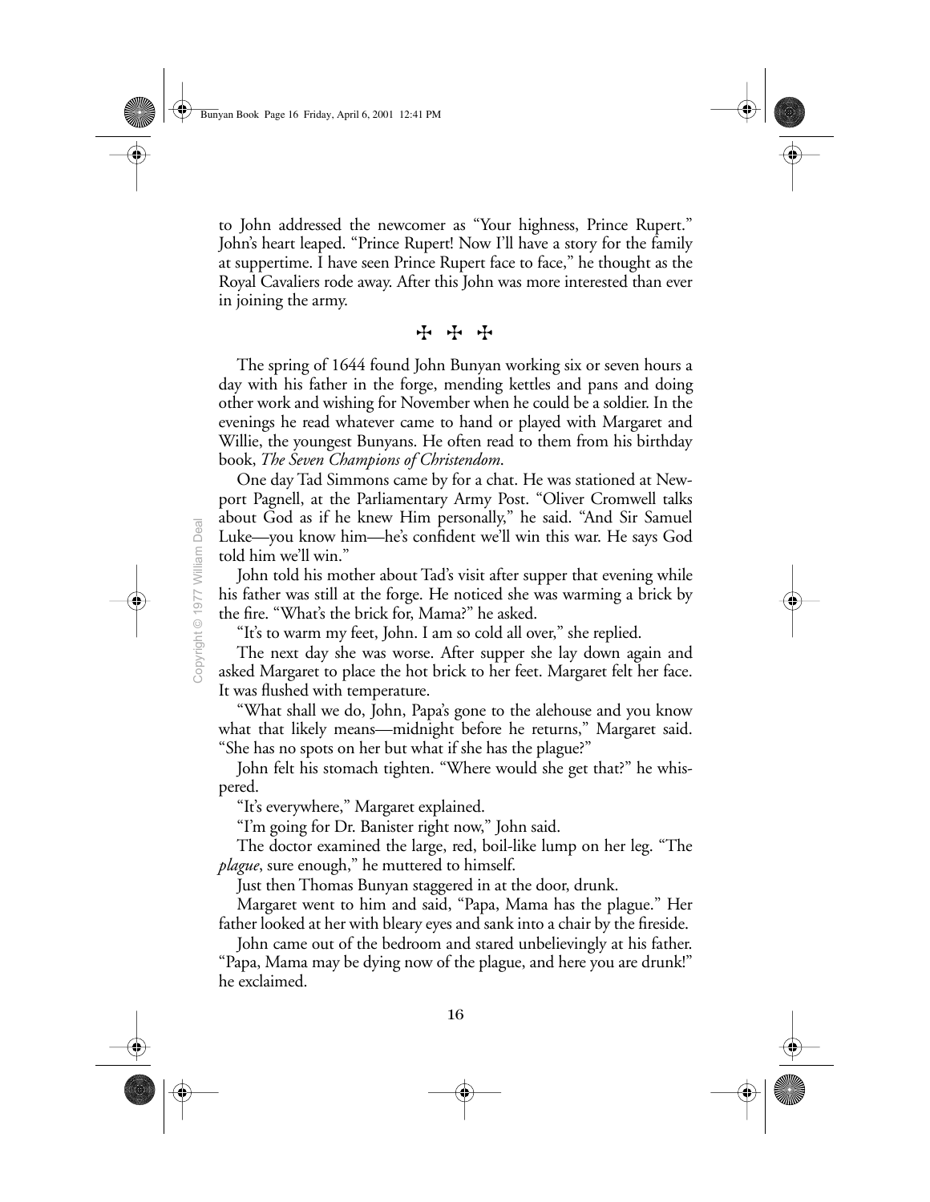to John addressed the newcomer as "Your highness, Prince Rupert." John's heart leaped. "Prince Rupert! Now I'll have a story for the family at suppertime. I have seen Prince Rupert face to face," he thought as the Royal Cavaliers rode away. After this John was more interested than ever in joining the army.

✠ ✠ ✠

The spring of 1644 found John Bunyan working six or seven hours a day with his father in the forge, mending kettles and pans and doing other work and wishing for November when he could be a soldier. In the evenings he read whatever came to hand or played with Margaret and Willie, the youngest Bunyans. He often read to them from his birthday book, *The Seven Champions of Christendom*.

One day Tad Simmons came by for a chat. He was stationed at Newport Pagnell, at the Parliamentary Army Post. "Oliver Cromwell talks about God as if he knew Him personally," he said. "And Sir Samuel Luke—you know him—he's confident we'll win this war. He says God told him we'll win."

John told his mother about Tad's visit after supper that evening while his father was still at the forge. He noticed she was warming a brick by the fire. "What's the brick for, Mama?" he asked.

"It's to warm my feet, John. I am so cold all over," she replied.

The next day she was worse. After supper she lay down again and asked Margaret to place the hot brick to her feet. Margaret felt her face. It was flushed with temperature.

"What shall we do, John, Papa's gone to the alehouse and you know what that likely means—midnight before he returns," Margaret said. "She has no spots on her but what if she has the plague?"

John felt his stomach tighten. "Where would she get that?" he whispered.

"It's everywhere," Margaret explained.

"I'm going for Dr. Banister right now," John said.

The doctor examined the large, red, boil-like lump on her leg. "The *plague*, sure enough," he muttered to himself.

Just then Thomas Bunyan staggered in at the door, drunk.

Margaret went to him and said, "Papa, Mama has the plague." Her father looked at her with bleary eyes and sank into a chair by the fireside.

John came out of the bedroom and stared unbelievingly at his father. "Papa, Mama may be dying now of the plague, and here you are drunk!" he exclaimed.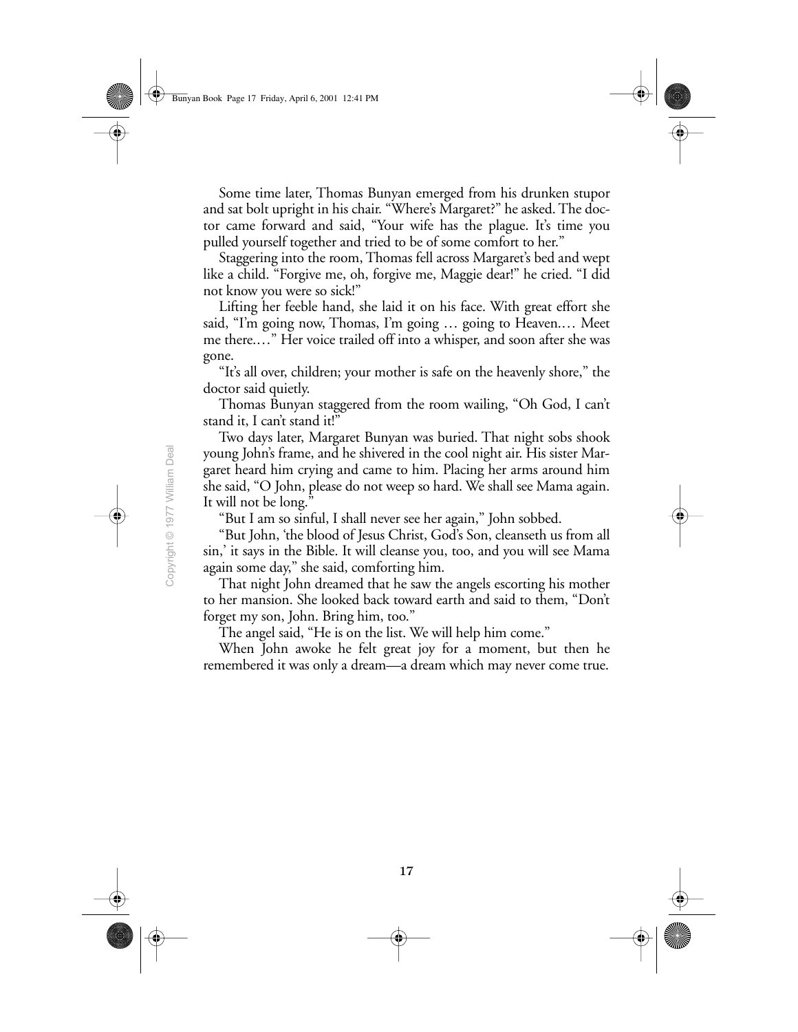Some time later, Thomas Bunyan emerged from his drunken stupor and sat bolt upright in his chair. "Where's Margaret?" he asked. The doctor came forward and said, "Your wife has the plague. It's time you pulled yourself together and tried to be of some comfort to her."

Staggering into the room, Thomas fell across Margaret's bed and wept like a child. "Forgive me, oh, forgive me, Maggie dear!" he cried. "I did not know you were so sick!"

Lifting her feeble hand, she laid it on his face. With great effort she said, "I'm going now, Thomas, I'm going … going to Heaven.… Meet me there.…" Her voice trailed off into a whisper, and soon after she was gone.

"It's all over, children; your mother is safe on the heavenly shore," the doctor said quietly.

Thomas Bunyan staggered from the room wailing, "Oh God, I can't stand it, I can't stand it!"

Two days later, Margaret Bunyan was buried. That night sobs shook young John's frame, and he shivered in the cool night air. His sister Margaret heard him crying and came to him. Placing her arms around him she said, "O John, please do not weep so hard. We shall see Mama again. It will not be long."

"But I am so sinful, I shall never see her again," John sobbed.

"But John, 'the blood of Jesus Christ, God's Son, cleanseth us from all sin,' it says in the Bible. It will cleanse you, too, and you will see Mama again some day," she said, comforting him.

That night John dreamed that he saw the angels escorting his mother to her mansion. She looked back toward earth and said to them, "Don't forget my son, John. Bring him, too."

The angel said, "He is on the list. We will help him come."

When John awoke he felt great joy for a moment, but then he remembered it was only a dream—a dream which may never come true.